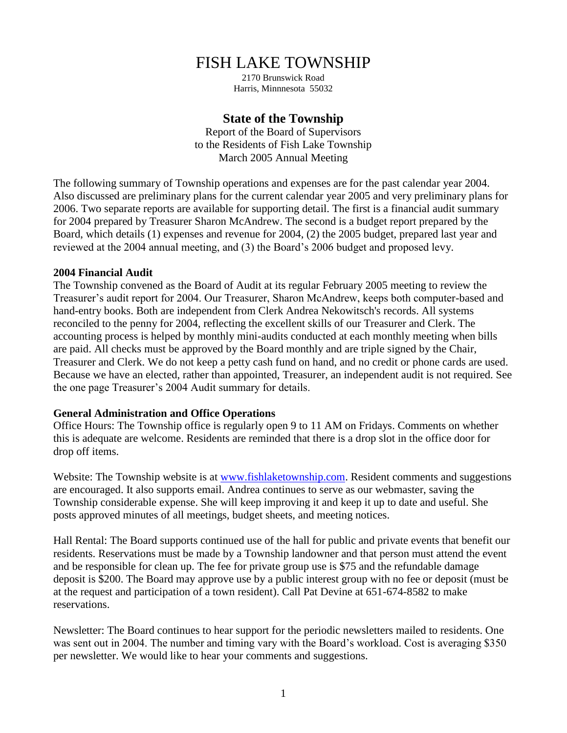# FISH LAKE TOWNSHIP

2170 Brunswick Road
Harris, Minnnesota 55032

## State of the Township

Report of the Board of Supervisors
to the Residents of Fish Lake Township
March 2005 Annual Meeting

The following summary of Township operations and expenses are for the past calendar year 2004. Also discussed are preliminary plans for the current calendar year 2005 and very preliminary plans for 2006. Two separate reports are available for supporting detail. The first is a financial audit summary for 2004 prepared by Treasurer Sharon McAndrew. The second is a budget report prepared by the Board, which details (1) expenses and revenue for 2004, (2) the 2005 budget, prepared last year and reviewed at the 2004 annual meeting, and (3) the Board's 2006 budget and proposed levy.

**2004 Financial Audit**

The Township convened as the Board of Audit at its regular February 2005 meeting to review the Treasurer's audit report for 2004. Our Treasurer, Sharon McAndrew, keeps both computer-based and hand-entry books. Both are independent from Clerk Andrea Nekowitsch's records. All systems reconciled to the penny for 2004, reflecting the excellent skills of our Treasurer and Clerk. The accounting process is helped by monthly mini-audits conducted at each monthly meeting when bills are paid. All checks must be approved by the Board monthly and are triple signed by the Chair, Treasurer and Clerk. We do not keep a petty cash fund on hand, and no credit or phone cards are used. Because we have an elected, rather than appointed, Treasurer, an independent audit is not required. See the one page Treasurer's 2004 Audit summary for details.

**General Administration and Office Operations**

Office Hours: The Township office is regularly open 9 to 11 AM on Fridays. Comments on whether this is adequate are welcome. Residents are reminded that there is a drop slot in the office door for drop off items.

Website: The Township website is at www.fishlaketownship.com. Resident comments and suggestions are encouraged. It also supports email. Andrea continues to serve as our webmaster, saving the Township considerable expense. She will keep improving it and keep it up to date and useful. She posts approved minutes of all meetings, budget sheets, and meeting notices.

Hall Rental: The Board supports continued use of the hall for public and private events that benefit our residents. Reservations must be made by a Township landowner and that person must attend the event and be responsible for clean up. The fee for private group use is $75 and the refundable damage deposit is $200. The Board may approve use by a public interest group with no fee or deposit (must be at the request and participation of a town resident). Call Pat Devine at 651-674-8582 to make reservations.

Newsletter: The Board continues to hear support for the periodic newsletters mailed to residents. One was sent out in 2004. The number and timing vary with the Board's workload. Cost is averaging $350 per newsletter. We would like to hear your comments and suggestions.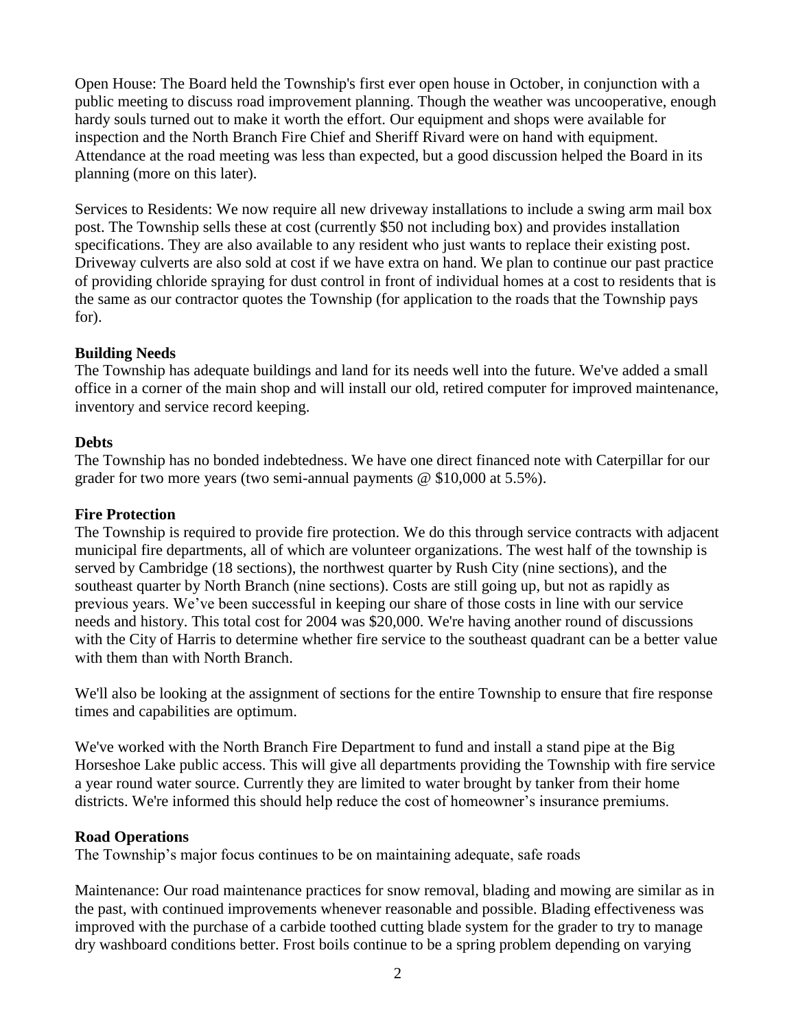Open House: The Board held the Township's first ever open house in October, in conjunction with a public meeting to discuss road improvement planning. Though the weather was uncooperative, enough hardy souls turned out to make it worth the effort. Our equipment and shops were available for inspection and the North Branch Fire Chief and Sheriff Rivard were on hand with equipment. Attendance at the road meeting was less than expected, but a good discussion helped the Board in its planning (more on this later).

Services to Residents: We now require all new driveway installations to include a swing arm mail box post. The Township sells these at cost (currently $50 not including box) and provides installation specifications. They are also available to any resident who just wants to replace their existing post. Driveway culverts are also sold at cost if we have extra on hand. We plan to continue our past practice of providing chloride spraying for dust control in front of individual homes at a cost to residents that is the same as our contractor quotes the Township (for application to the roads that the Township pays for).

**Building Needs**

The Township has adequate buildings and land for its needs well into the future. We've added a small office in a corner of the main shop and will install our old, retired computer for improved maintenance, inventory and service record keeping.

**Debts**

The Township has no bonded indebtedness. We have one direct financed note with Caterpillar for our grader for two more years (two semi-annual payments @ $10,000 at 5.5%).

**Fire Protection**

The Township is required to provide fire protection. We do this through service contracts with adjacent municipal fire departments, all of which are volunteer organizations. The west half of the township is served by Cambridge (18 sections), the northwest quarter by Rush City (nine sections), and the southeast quarter by North Branch (nine sections). Costs are still going up, but not as rapidly as previous years. We've been successful in keeping our share of those costs in line with our service needs and history. This total cost for 2004 was $20,000. We're having another round of discussions with the City of Harris to determine whether fire service to the southeast quadrant can be a better value with them than with North Branch.

We'll also be looking at the assignment of sections for the entire Township to ensure that fire response times and capabilities are optimum.

We've worked with the North Branch Fire Department to fund and install a stand pipe at the Big Horseshoe Lake public access. This will give all departments providing the Township with fire service a year round water source. Currently they are limited to water brought by tanker from their home districts. We're informed this should help reduce the cost of homeowner's insurance premiums.

**Road Operations**

The Township's major focus continues to be on maintaining adequate, safe roads

Maintenance: Our road maintenance practices for snow removal, blading and mowing are similar as in the past, with continued improvements whenever reasonable and possible. Blading effectiveness was improved with the purchase of a carbide toothed cutting blade system for the grader to try to manage dry washboard conditions better. Frost boils continue to be a spring problem depending on varying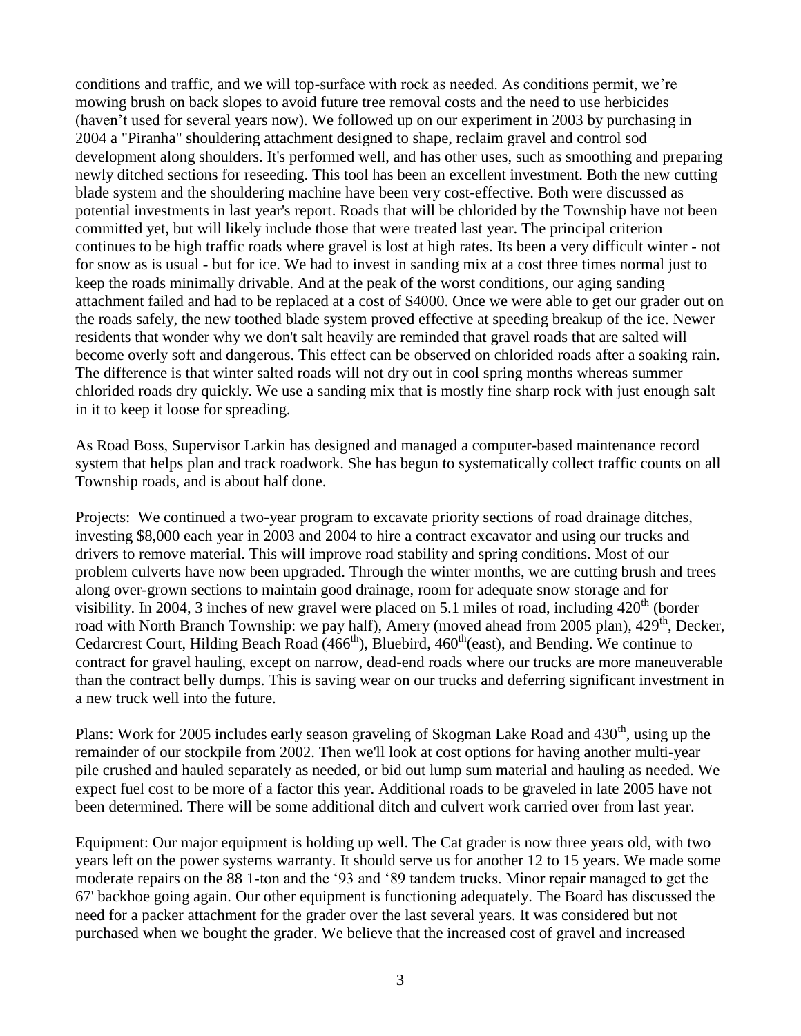conditions and traffic, and we will top-surface with rock as needed. As conditions permit, we're mowing brush on back slopes to avoid future tree removal costs and the need to use herbicides (haven't used for several years now). We followed up on our experiment in 2003 by purchasing in 2004 a "Piranha" shouldering attachment designed to shape, reclaim gravel and control sod development along shoulders. It's performed well, and has other uses, such as smoothing and preparing newly ditched sections for reseeding. This tool has been an excellent investment. Both the new cutting blade system and the shouldering machine have been very cost-effective. Both were discussed as potential investments in last year's report. Roads that will be chlorided by the Township have not been committed yet, but will likely include those that were treated last year. The principal criterion continues to be high traffic roads where gravel is lost at high rates. Its been a very difficult winter - not for snow as is usual - but for ice. We had to invest in sanding mix at a cost three times normal just to keep the roads minimally drivable. And at the peak of the worst conditions, our aging sanding attachment failed and had to be replaced at a cost of $4000. Once we were able to get our grader out on the roads safely, the new toothed blade system proved effective at speeding breakup of the ice. Newer residents that wonder why we don't salt heavily are reminded that gravel roads that are salted will become overly soft and dangerous. This effect can be observed on chlorided roads after a soaking rain. The difference is that winter salted roads will not dry out in cool spring months whereas summer chlorided roads dry quickly. We use a sanding mix that is mostly fine sharp rock with just enough salt in it to keep it loose for spreading.

As Road Boss, Supervisor Larkin has designed and managed a computer-based maintenance record system that helps plan and track roadwork. She has begun to systematically collect traffic counts on all Township roads, and is about half done.

Projects: We continued a two-year program to excavate priority sections of road drainage ditches, investing $8,000 each year in 2003 and 2004 to hire a contract excavator and using our trucks and drivers to remove material. This will improve road stability and spring conditions. Most of our problem culverts have now been upgraded. Through the winter months, we are cutting brush and trees along over-grown sections to maintain good drainage, room for adequate snow storage and for visibility. In 2004, 3 inches of new gravel were placed on 5.1 miles of road, including 420th (border road with North Branch Township: we pay half), Amery (moved ahead from 2005 plan), 429th, Decker, Cedarcrest Court, Hilding Beach Road (466th), Bluebird, 460th(east), and Bending. We continue to contract for gravel hauling, except on narrow, dead-end roads where our trucks are more maneuverable than the contract belly dumps. This is saving wear on our trucks and deferring significant investment in a new truck well into the future.

Plans: Work for 2005 includes early season graveling of Skogman Lake Road and 430th, using up the remainder of our stockpile from 2002. Then we'll look at cost options for having another multi-year pile crushed and hauled separately as needed, or bid out lump sum material and hauling as needed. We expect fuel cost to be more of a factor this year. Additional roads to be graveled in late 2005 have not been determined. There will be some additional ditch and culvert work carried over from last year.

Equipment: Our major equipment is holding up well. The Cat grader is now three years old, with two years left on the power systems warranty. It should serve us for another 12 to 15 years. We made some moderate repairs on the 88 1-ton and the '93 and '89 tandem trucks. Minor repair managed to get the 67' backhoe going again. Our other equipment is functioning adequately. The Board has discussed the need for a packer attachment for the grader over the last several years. It was considered but not purchased when we bought the grader. We believe that the increased cost of gravel and increased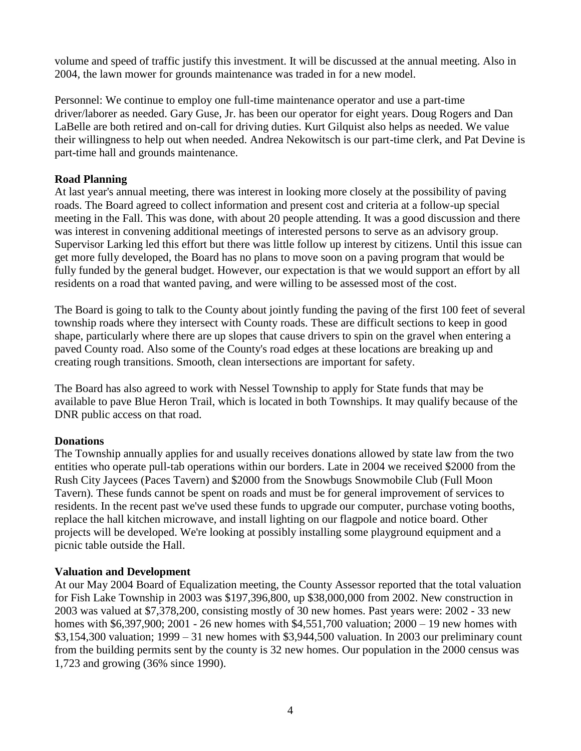volume and speed of traffic justify this investment. It will be discussed at the annual meeting. Also in 2004, the lawn mower for grounds maintenance was traded in for a new model.

Personnel: We continue to employ one full-time maintenance operator and use a part-time driver/laborer as needed. Gary Guse, Jr. has been our operator for eight years. Doug Rogers and Dan LaBelle are both retired and on-call for driving duties. Kurt Gilquist also helps as needed. We value their willingness to help out when needed. Andrea Nekowitsch is our part-time clerk, and Pat Devine is part-time hall and grounds maintenance.

**Road Planning**

At last year's annual meeting, there was interest in looking more closely at the possibility of paving roads. The Board agreed to collect information and present cost and criteria at a follow-up special meeting in the Fall. This was done, with about 20 people attending. It was a good discussion and there was interest in convening additional meetings of interested persons to serve as an advisory group. Supervisor Larking led this effort but there was little follow up interest by citizens. Until this issue can get more fully developed, the Board has no plans to move soon on a paving program that would be fully funded by the general budget. However, our expectation is that we would support an effort by all residents on a road that wanted paving, and were willing to be assessed most of the cost.

The Board is going to talk to the County about jointly funding the paving of the first 100 feet of several township roads where they intersect with County roads. These are difficult sections to keep in good shape, particularly where there are up slopes that cause drivers to spin on the gravel when entering a paved County road. Also some of the County's road edges at these locations are breaking up and creating rough transitions. Smooth, clean intersections are important for safety.

The Board has also agreed to work with Nessel Township to apply for State funds that may be available to pave Blue Heron Trail, which is located in both Townships. It may qualify because of the DNR public access on that road.

**Donations**

The Township annually applies for and usually receives donations allowed by state law from the two entities who operate pull-tab operations within our borders. Late in 2004 we received $2000 from the Rush City Jaycees (Paces Tavern) and $2000 from the Snowbugs Snowmobile Club (Full Moon Tavern). These funds cannot be spent on roads and must be for general improvement of services to residents. In the recent past we've used these funds to upgrade our computer, purchase voting booths, replace the hall kitchen microwave, and install lighting on our flagpole and notice board. Other projects will be developed. We're looking at possibly installing some playground equipment and a picnic table outside the Hall.

**Valuation and Development**

At our May 2004 Board of Equalization meeting, the County Assessor reported that the total valuation for Fish Lake Township in 2003 was $197,396,800, up $38,000,000 from 2002. New construction in 2003 was valued at $7,378,200, consisting mostly of 30 new homes. Past years were: 2002 - 33 new homes with $6,397,900; 2001 - 26 new homes with $4,551,700 valuation; 2000 – 19 new homes with $3,154,300 valuation; 1999 – 31 new homes with $3,944,500 valuation. In 2003 our preliminary count from the building permits sent by the county is 32 new homes. Our population in the 2000 census was 1,723 and growing (36% since 1990).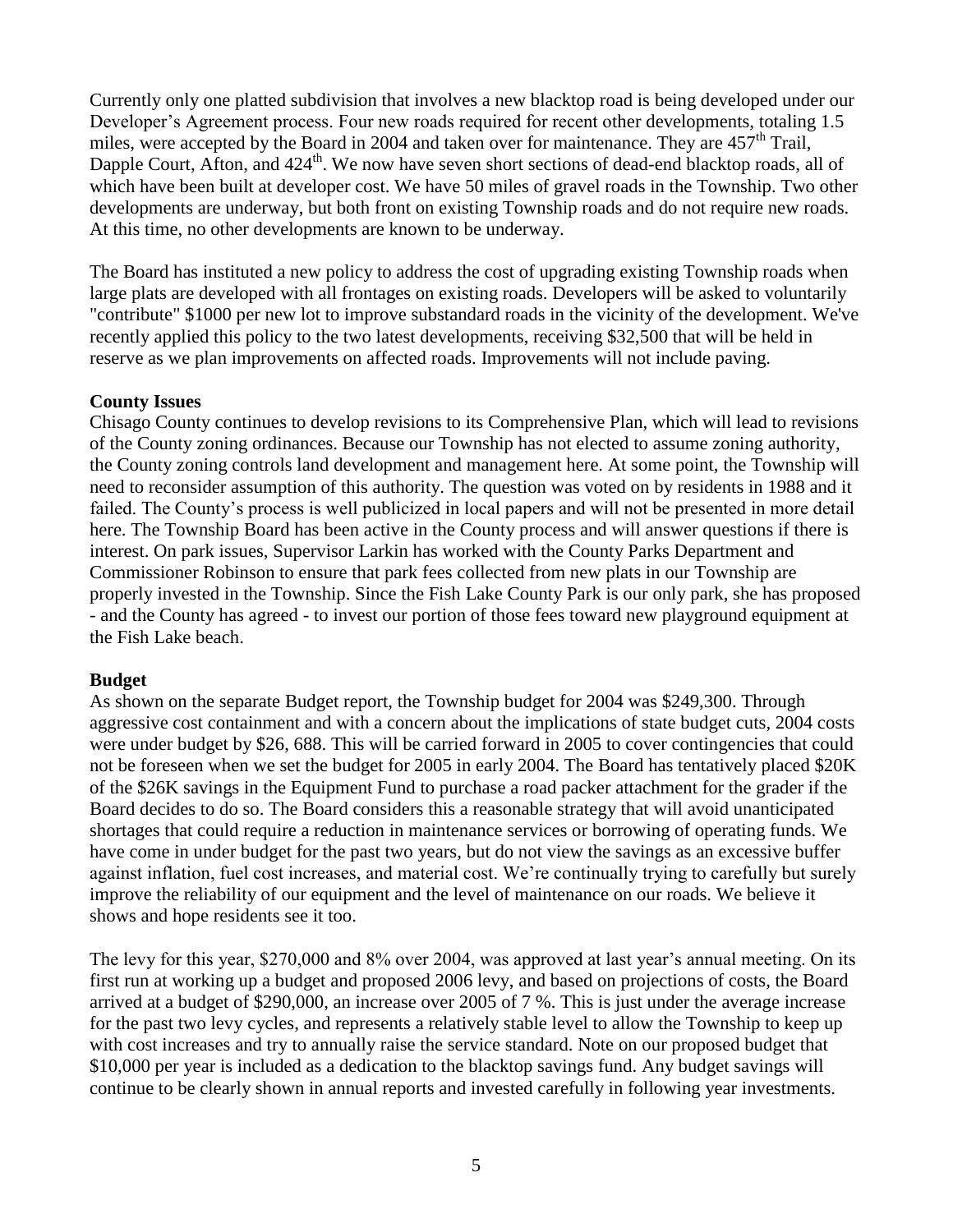Currently only one platted subdivision that involves a new blacktop road is being developed under our Developer's Agreement process. Four new roads required for recent other developments, totaling 1.5 miles, were accepted by the Board in 2004 and taken over for maintenance. They are 457th Trail, Dapple Court, Afton, and 424th. We now have seven short sections of dead-end blacktop roads, all of which have been built at developer cost. We have 50 miles of gravel roads in the Township. Two other developments are underway, but both front on existing Township roads and do not require new roads. At this time, no other developments are known to be underway.

The Board has instituted a new policy to address the cost of upgrading existing Township roads when large plats are developed with all frontages on existing roads. Developers will be asked to voluntarily "contribute" $1000 per new lot to improve substandard roads in the vicinity of the development. We've recently applied this policy to the two latest developments, receiving $32,500 that will be held in reserve as we plan improvements on affected roads. Improvements will not include paving.

**County Issues**

Chisago County continues to develop revisions to its Comprehensive Plan, which will lead to revisions of the County zoning ordinances. Because our Township has not elected to assume zoning authority, the County zoning controls land development and management here. At some point, the Township will need to reconsider assumption of this authority. The question was voted on by residents in 1988 and it failed. The County's process is well publicized in local papers and will not be presented in more detail here. The Township Board has been active in the County process and will answer questions if there is interest. On park issues, Supervisor Larkin has worked with the County Parks Department and Commissioner Robinson to ensure that park fees collected from new plats in our Township are properly invested in the Township. Since the Fish Lake County Park is our only park, she has proposed - and the County has agreed - to invest our portion of those fees toward new playground equipment at the Fish Lake beach.

**Budget**

As shown on the separate Budget report, the Township budget for 2004 was $249,300. Through aggressive cost containment and with a concern about the implications of state budget cuts, 2004 costs were under budget by $26, 688. This will be carried forward in 2005 to cover contingencies that could not be foreseen when we set the budget for 2005 in early 2004. The Board has tentatively placed $20K of the $26K savings in the Equipment Fund to purchase a road packer attachment for the grader if the Board decides to do so. The Board considers this a reasonable strategy that will avoid unanticipated shortages that could require a reduction in maintenance services or borrowing of operating funds. We have come in under budget for the past two years, but do not view the savings as an excessive buffer against inflation, fuel cost increases, and material cost. We're continually trying to carefully but surely improve the reliability of our equipment and the level of maintenance on our roads. We believe it shows and hope residents see it too.

The levy for this year, $270,000 and 8% over 2004, was approved at last year's annual meeting. On its first run at working up a budget and proposed 2006 levy, and based on projections of costs, the Board arrived at a budget of $290,000, an increase over 2005 of 7 %. This is just under the average increase for the past two levy cycles, and represents a relatively stable level to allow the Township to keep up with cost increases and try to annually raise the service standard. Note on our proposed budget that $10,000 per year is included as a dedication to the blacktop savings fund. Any budget savings will continue to be clearly shown in annual reports and invested carefully in following year investments.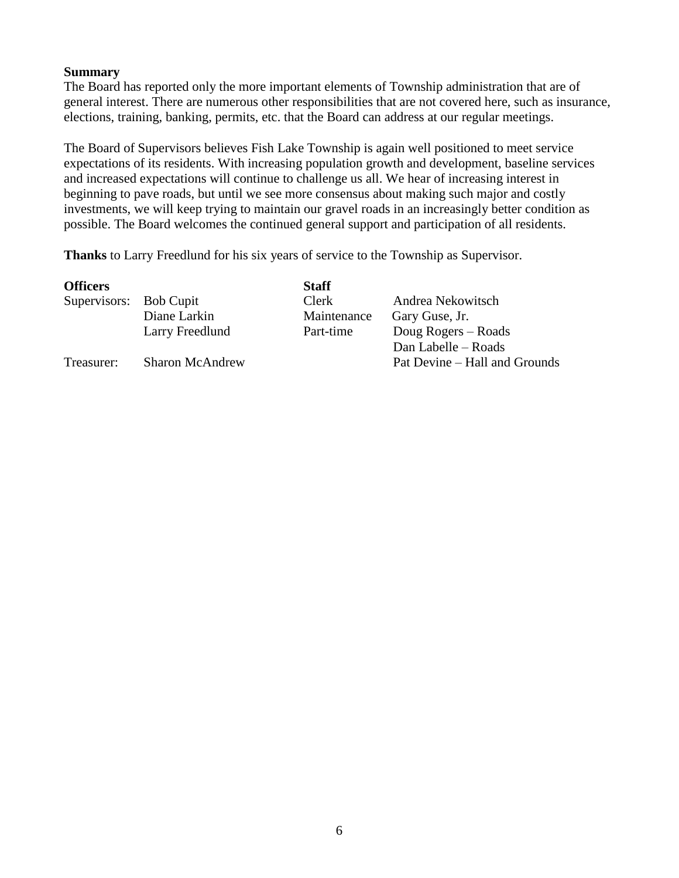**Summary**

The Board has reported only the more important elements of Township administration that are of general interest. There are numerous other responsibilities that are not covered here, such as insurance, elections, training, banking, permits, etc. that the Board can address at our regular meetings.

The Board of Supervisors believes Fish Lake Township is again well positioned to meet service expectations of its residents. With increasing population growth and development, baseline services and increased expectations will continue to challenge us all. We hear of increasing interest in beginning to pave roads, but until we see more consensus about making such major and costly investments, we will keep trying to maintain our gravel roads in an increasingly better condition as possible. The Board welcomes the continued general support and participation of all residents.

**Thanks** to Larry Freedlund for his six years of service to the Township as Supervisor.

| **Officers** | | **Staff** | |
|---|---|---|---|
| Supervisors: | Bob Cupit | Clerk | Andrea Nekowitsch |
| | Diane Larkin | Maintenance | Gary Guse, Jr. |
| | Larry Freedlund | Part-time | Doug Rogers – Roads |
| | | | Dan Labelle – Roads |
| Treasurer: | Sharon McAndrew | | Pat Devine – Hall and Grounds |